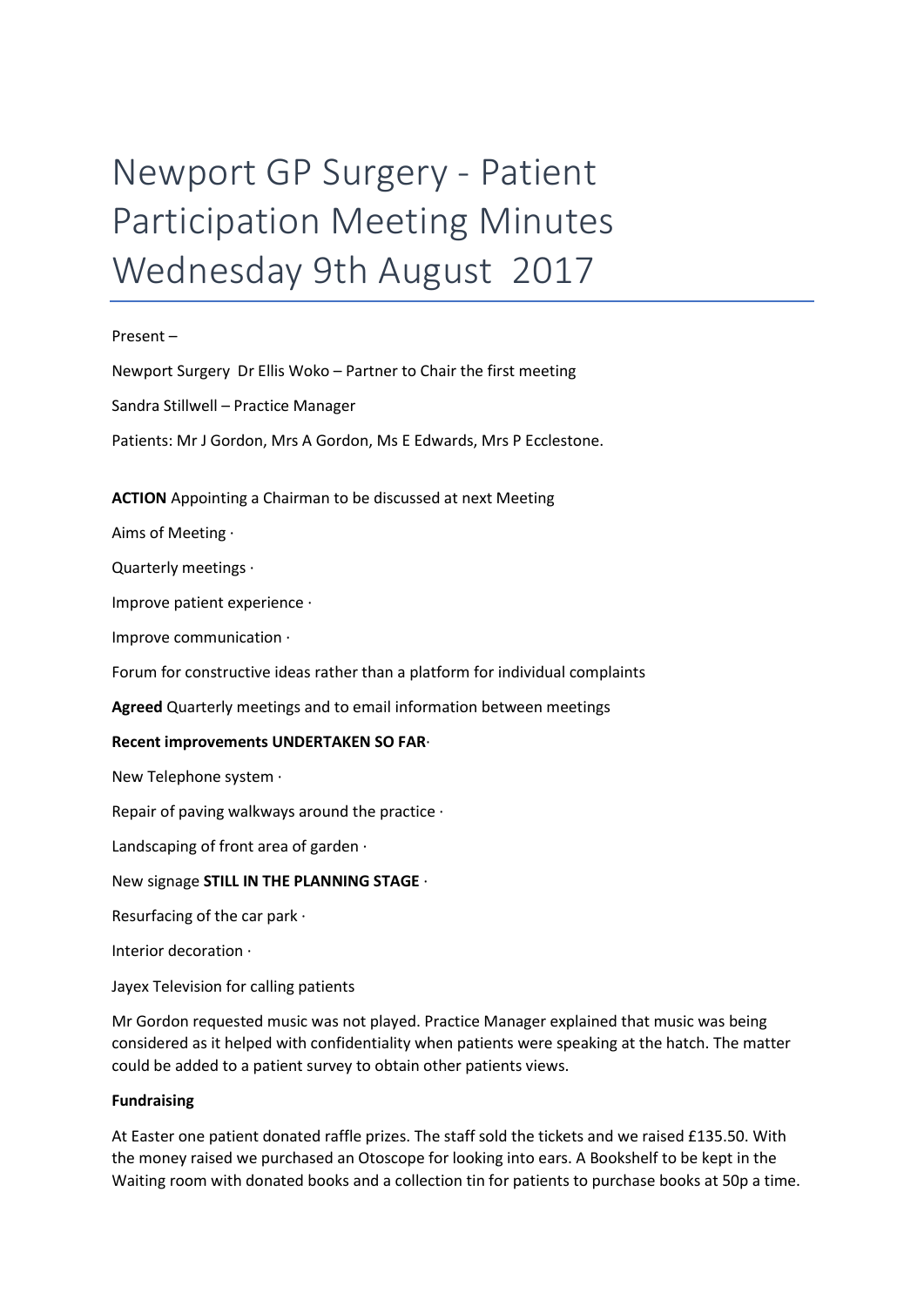# Newport GP Surgery - Patient Participation Meeting Minutes Wednesday 9th August 2017

Present –

Newport Surgery Dr Ellis Woko – Partner to Chair the first meeting

Sandra Stillwell – Practice Manager

Patients: Mr J Gordon, Mrs A Gordon, Ms E Edwards, Mrs P Ecclestone.

**ACTION** Appointing a Chairman to be discussed at next Meeting

Aims of Meeting ·

Quarterly meetings ·

Improve patient experience ·

Improve communication ·

Forum for constructive ideas rather than a platform for individual complaints

**Agreed** Quarterly meetings and to email information between meetings

**Recent improvements UNDERTAKEN SO FAR**·

New Telephone system ·

Repair of paving walkways around the practice ·

Landscaping of front area of garden ·

New signage **STILL IN THE PLANNING STAGE** ·

Resurfacing of the car park ·

Interior decoration ·

Jayex Television for calling patients

Mr Gordon requested music was not played. Practice Manager explained that music was being considered as it helped with confidentiality when patients were speaking at the hatch. The matter could be added to a patient survey to obtain other patients views.

**Fundraising**

At Easter one patient donated raffle prizes. The staff sold the tickets and we raised £135.50. With the money raised we purchased an Otoscope for looking into ears. A Bookshelf to be kept in the Waiting room with donated books and a collection tin for patients to purchase books at 50p a time.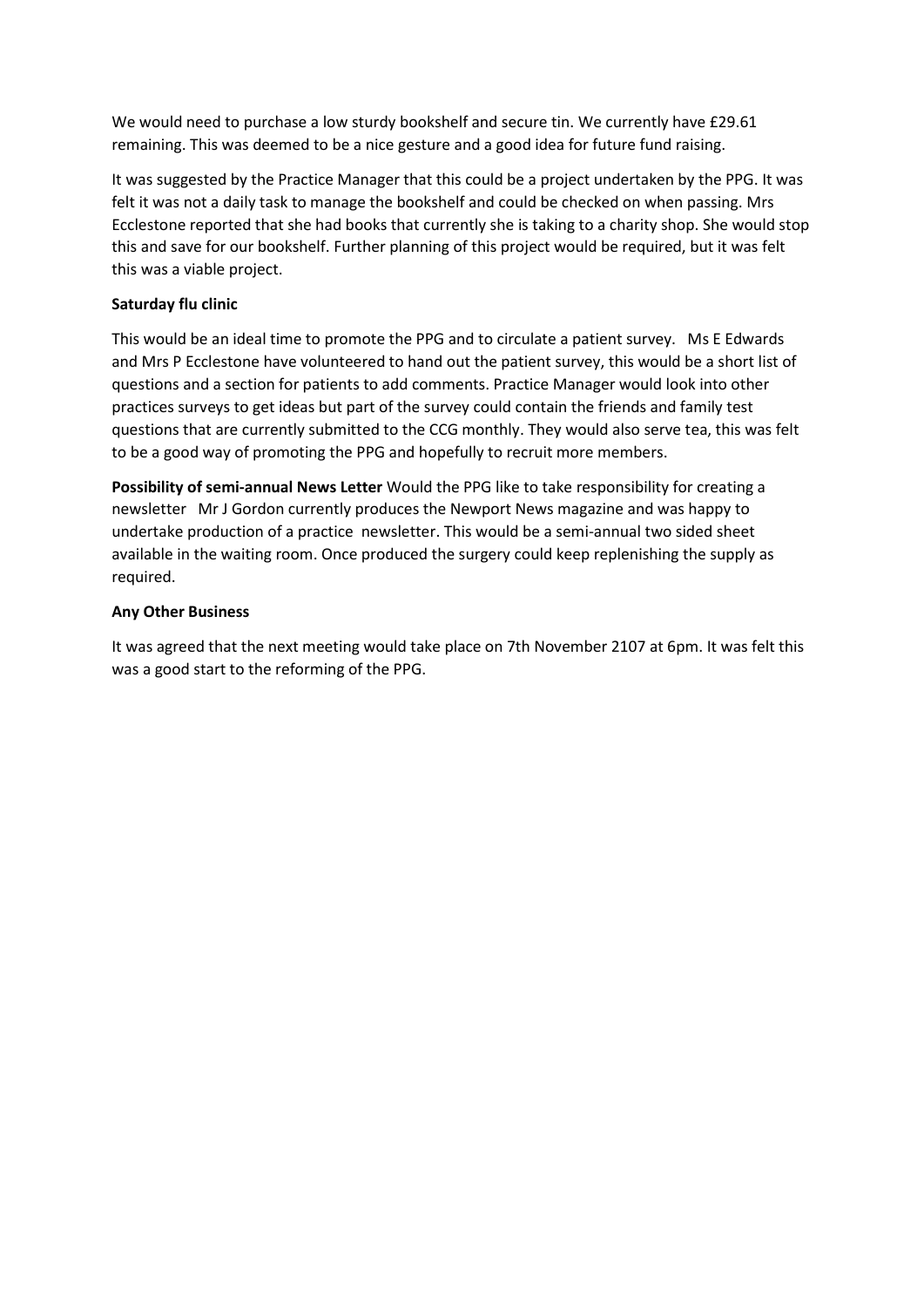We would need to purchase a low sturdy bookshelf and secure tin. We currently have £29.61 remaining. This was deemed to be a nice gesture and a good idea for future fund raising.

It was suggested by the Practice Manager that this could be a project undertaken by the PPG. It was felt it was not a daily task to manage the bookshelf and could be checked on when passing. Mrs Ecclestone reported that she had books that currently she is taking to a charity shop. She would stop this and save for our bookshelf. Further planning of this project would be required, but it was felt this was a viable project.

**Saturday flu clinic**

This would be an ideal time to promote the PPG and to circulate a patient survey. Ms E Edwards and Mrs P Ecclestone have volunteered to hand out the patient survey, this would be a short list of questions and a section for patients to add comments. Practice Manager would look into other practices surveys to get ideas but part of the survey could contain the friends and family test questions that are currently submitted to the CCG monthly. They would also serve tea, this was felt to be a good way of promoting the PPG and hopefully to recruit more members.

**Possibility of semi-annual News Letter** Would the PPG like to take responsibility for creating a newsletter Mr J Gordon currently produces the Newport News magazine and was happy to undertake production of a practice newsletter. This would be a semi-annual two sided sheet available in the waiting room. Once produced the surgery could keep replenishing the supply as required.

**Any Other Business**

It was agreed that the next meeting would take place on 7th November 2107 at 6pm. It was felt this was a good start to the reforming of the PPG.